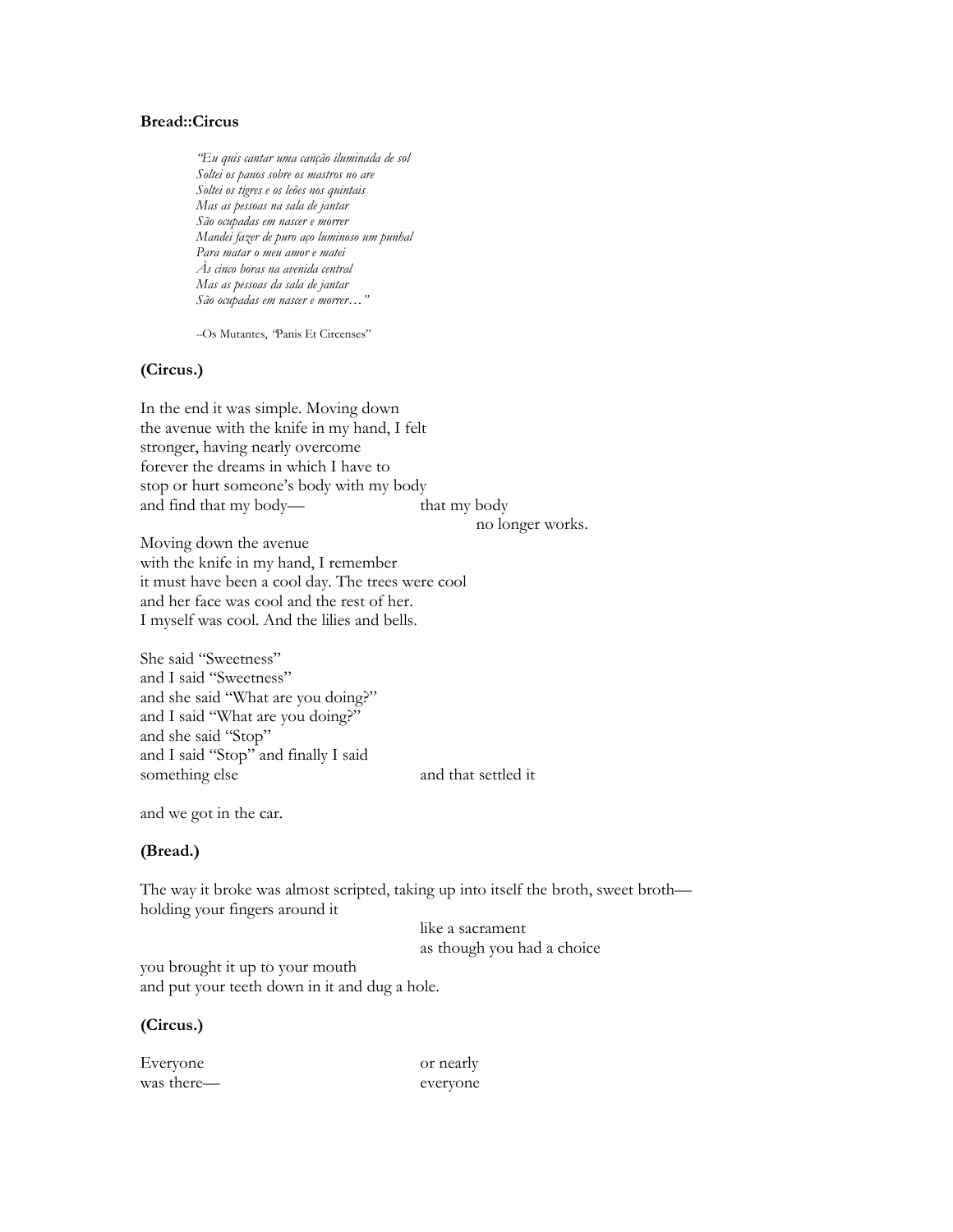**Bread::Circus**

> *"Eu quis cantar uma canção iluminada de sol*
> *Soltei os panos sobre os mastros no are*
> *Soltei os tigres e os leões nos quintais*
> *Mas as pessoas na sala de jantar*
> *São ocupadas em nascer e morrer*
> *Mandei fazer de puro aço luminoso um punhal*
> *Para matar o meu amor e matei*
> *Às cinco horas na avenida central*
> *Mas as pessoas da sala de jantar*
> *São ocupadas em nascer e morrer…"*
>
> –Os Mutantes, "Panis Et Circenses"

**(Circus.)**

In the end it was simple. Moving down
the avenue with the knife in my hand, I felt
stronger, having nearly overcome
forever the dreams in which I have to
stop or hurt someone's body with my body
and find that my body—                    that my body
                                                    no longer works.

Moving down the avenue
with the knife in my hand, I remember
it must have been a cool day. The trees were cool
and her face was cool and the rest of her.
I myself was cool. And the lilies and bells.

She said "Sweetness"
and I said "Sweetness"
and she said "What are you doing?"
and I said "What are you doing?"
and she said "Stop"
and I said "Stop" and finally I said
something else                    and that settled it

and we got in the car.

**(Bread.)**

The way it broke was almost scripted, taking up into itself the broth, sweet broth—
holding your fingers around it
                                        like a sacrament
                                        as though you had a choice
you brought it up to your mouth
and put your teeth down in it and dug a hole.

**(Circus.)**

Everyone                    or nearly
was there—                    everyone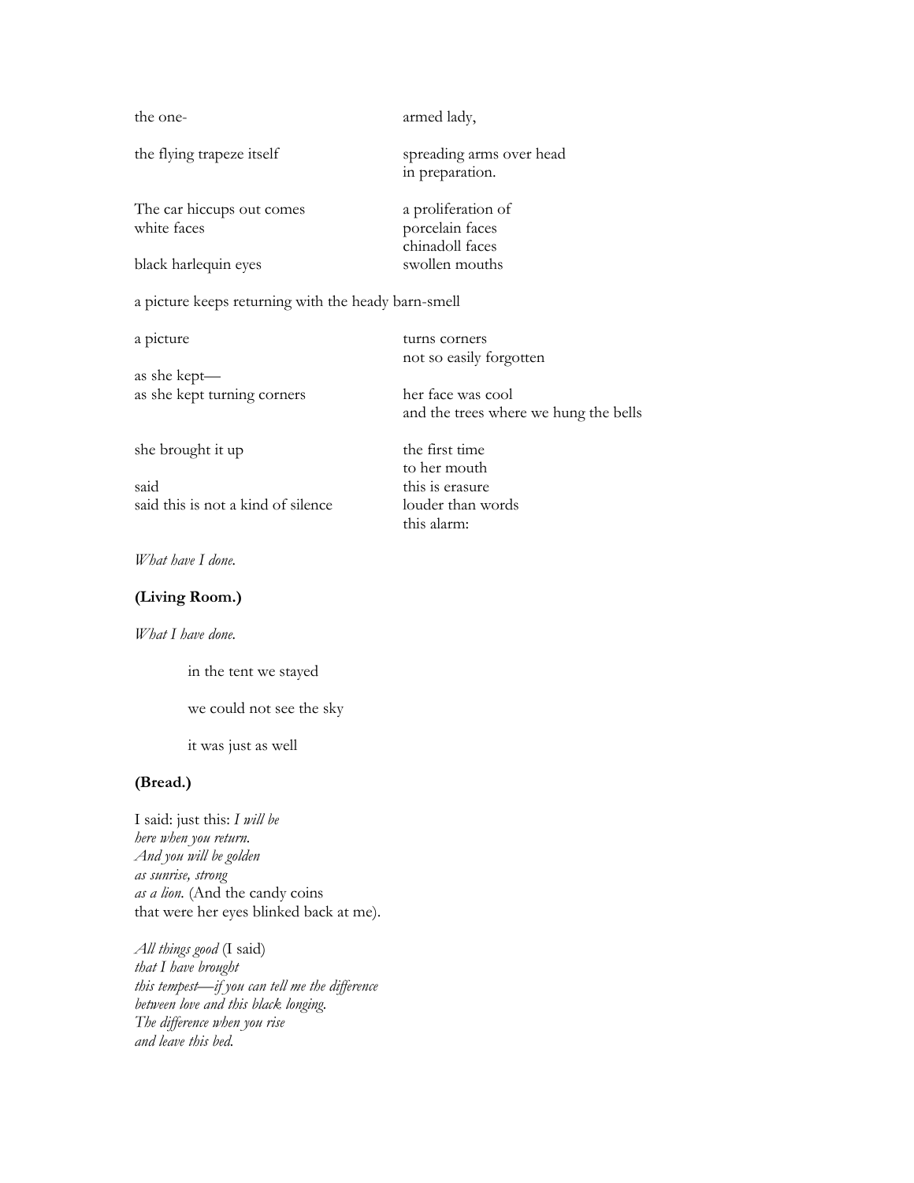the one- armed lady,

the flying trapeze itself spreading arms over head
in preparation.

The car hiccups out comes a proliferation of
white faces porcelain faces
chinadoll faces
black harlequin eyes swollen mouths

a picture keeps returning with the heady barn-smell

a picture turns corners
not so easily forgotten
as she kept—
as she kept turning corners her face was cool
and the trees where we hung the bells

she brought it up the first time
to her mouth
said this is erasure
said this is not a kind of silence louder than words
this alarm:

*What have I done.*

**(Living Room.)**

*What I have done.*

in the tent we stayed

we could not see the sky

it was just as well

**(Bread.)**

I said: just this: *I will be*
*here when you return.*
*And you will be golden*
*as sunrise, strong*
*as a lion.* (And the candy coins
that were her eyes blinked back at me).

*All things good* (I said)
*that I have brought*
*this tempest—if you can tell me the difference*
*between love and this black longing.*
*The difference when you rise*
*and leave this bed.*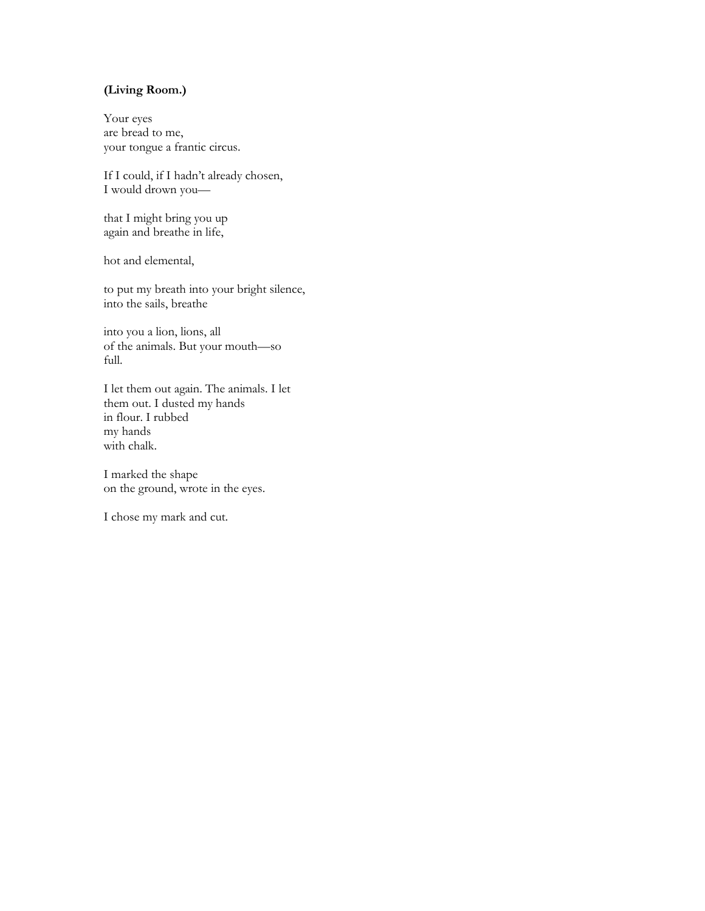**(Living Room.)**

Your eyes  
are bread to me,  
your tongue a frantic circus.

If I could, if I hadn't already chosen,  
I would drown you—

that I might bring you up  
again and breathe in life,

hot and elemental,

to put my breath into your bright silence,  
into the sails, breathe

into you a lion, lions, all  
of the animals. But your mouth—so  
full.

I let them out again. The animals. I let  
them out. I dusted my hands  
in flour. I rubbed  
my hands  
with chalk.

I marked the shape  
on the ground, wrote in the eyes.

I chose my mark and cut.